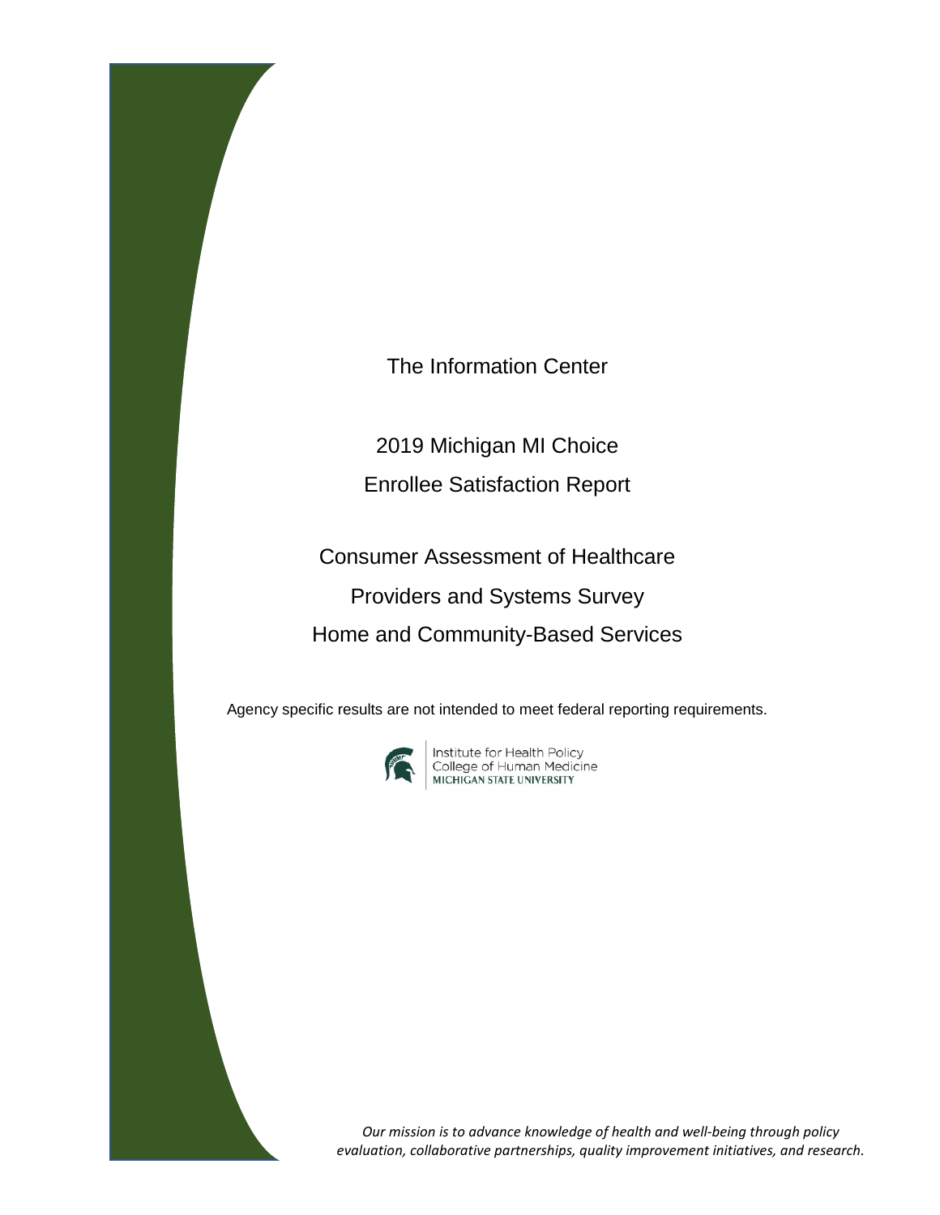The Information Center

# 2019 Michigan MI Choice Enrollee Satisfaction Report

## Consumer Assessment of Healthcare Providers and Systems Survey Home and Community-Based Services

Agency specific results are not intended to meet federal reporting requirements.

Institute for Health Policy
College of Human Medicine
MICHIGAN STATE UNIVERSITY

*Our mission is to advance knowledge of health and well-being through policy evaluation, collaborative partnerships, quality improvement initiatives, and research.*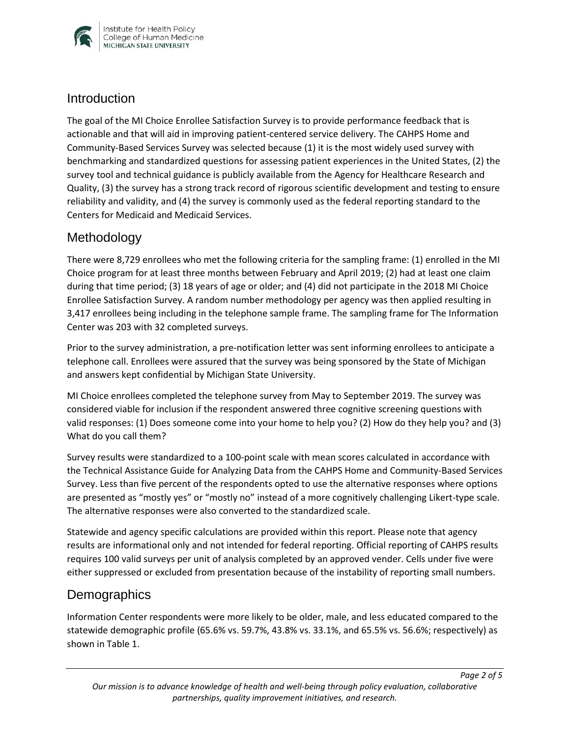## Introduction

The goal of the MI Choice Enrollee Satisfaction Survey is to provide performance feedback that is actionable and that will aid in improving patient-centered service delivery. The CAHPS Home and Community-Based Services Survey was selected because (1) it is the most widely used survey with benchmarking and standardized questions for assessing patient experiences in the United States, (2) the survey tool and technical guidance is publicly available from the Agency for Healthcare Research and Quality, (3) the survey has a strong track record of rigorous scientific development and testing to ensure reliability and validity, and (4) the survey is commonly used as the federal reporting standard to the Centers for Medicaid and Medicaid Services.

## Methodology

There were 8,729 enrollees who met the following criteria for the sampling frame: (1) enrolled in the MI Choice program for at least three months between February and April 2019; (2) had at least one claim during that time period; (3) 18 years of age or older; and (4) did not participate in the 2018 MI Choice Enrollee Satisfaction Survey. A random number methodology per agency was then applied resulting in 3,417 enrollees being including in the telephone sample frame. The sampling frame for The Information Center was 203 with 32 completed surveys.

Prior to the survey administration, a pre-notification letter was sent informing enrollees to anticipate a telephone call. Enrollees were assured that the survey was being sponsored by the State of Michigan and answers kept confidential by Michigan State University.

MI Choice enrollees completed the telephone survey from May to September 2019. The survey was considered viable for inclusion if the respondent answered three cognitive screening questions with valid responses: (1) Does someone come into your home to help you? (2) How do they help you? and (3) What do you call them?

Survey results were standardized to a 100-point scale with mean scores calculated in accordance with the Technical Assistance Guide for Analyzing Data from the CAHPS Home and Community-Based Services Survey. Less than five percent of the respondents opted to use the alternative responses where options are presented as "mostly yes" or "mostly no" instead of a more cognitively challenging Likert-type scale. The alternative responses were also converted to the standardized scale.

Statewide and agency specific calculations are provided within this report. Please note that agency results are informational only and not intended for federal reporting. Official reporting of CAHPS results requires 100 valid surveys per unit of analysis completed by an approved vender. Cells under five were either suppressed or excluded from presentation because of the instability of reporting small numbers.

## Demographics

Information Center respondents were more likely to be older, male, and less educated compared to the statewide demographic profile (65.6% vs. 59.7%, 43.8% vs. 33.1%, and 65.5% vs. 56.6%; respectively) as shown in Table 1.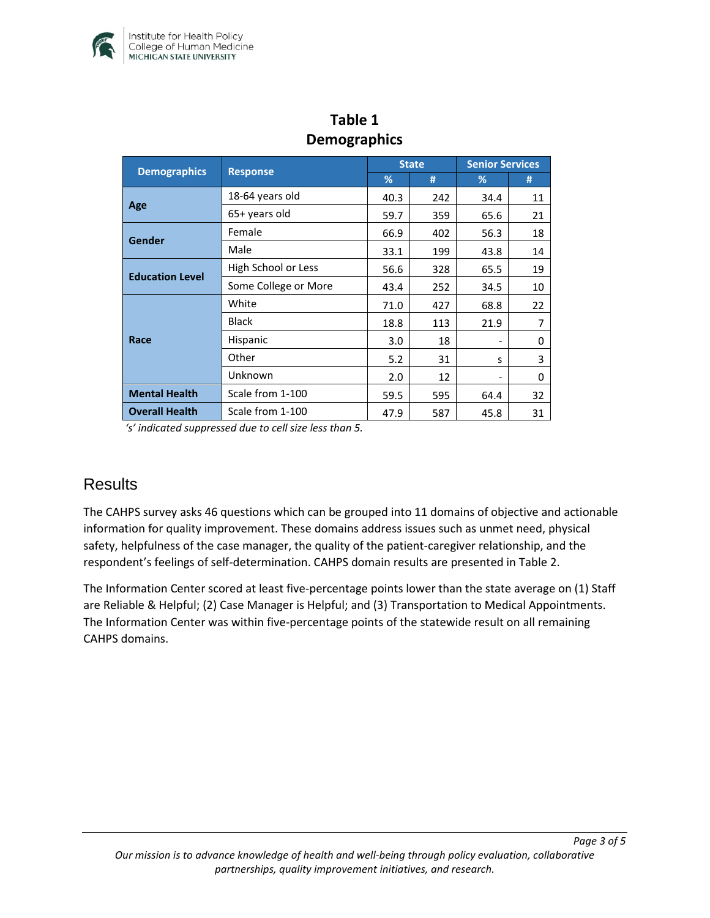## Table 1
## Demographics

| Demographics | Response | State | | Senior Services | |
|---|---|---|---|---|---|
| | | % | # | % | # |
| Age | 18-64 years old | 40.3 | 242 | 34.4 | 11 |
| | 65+ years old | 59.7 | 359 | 65.6 | 21 |
| Gender | Female | 66.9 | 402 | 56.3 | 18 |
| | Male | 33.1 | 199 | 43.8 | 14 |
| Education Level | High School or Less | 56.6 | 328 | 65.5 | 19 |
| | Some College or More | 43.4 | 252 | 34.5 | 10 |
| Race | White | 71.0 | 427 | 68.8 | 22 |
| | Black | 18.8 | 113 | 21.9 | 7 |
| | Hispanic | 3.0 | 18 | - | 0 |
| | Other | 5.2 | 31 | s | 3 |
| | Unknown | 2.0 | 12 | - | 0 |
| Mental Health | Scale from 1-100 | 59.5 | 595 | 64.4 | 32 |
| Overall Health | Scale from 1-100 | 47.9 | 587 | 45.8 | 31 |

*'s' indicated suppressed due to cell size less than 5.*

# Results

The CAHPS survey asks 46 questions which can be grouped into 11 domains of objective and actionable information for quality improvement. These domains address issues such as unmet need, physical safety, helpfulness of the case manager, the quality of the patient-caregiver relationship, and the respondent's feelings of self-determination. CAHPS domain results are presented in Table 2.

The Information Center scored at least five-percentage points lower than the state average on (1) Staff are Reliable & Helpful; (2) Case Manager is Helpful; and (3) Transportation to Medical Appointments. The Information Center was within five-percentage points of the statewide result on all remaining CAHPS domains.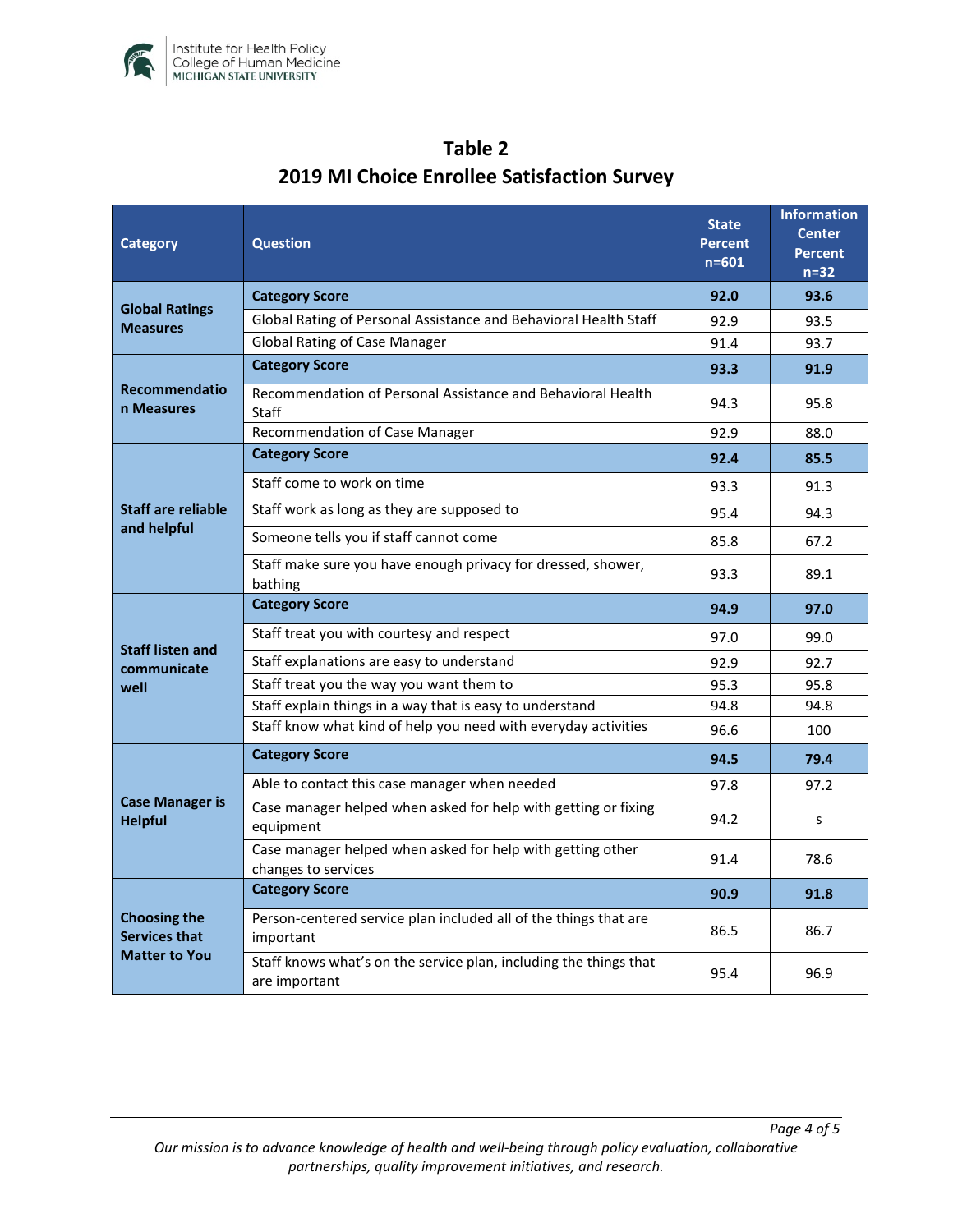## Table 2
## 2019 MI Choice Enrollee Satisfaction Survey

| Category | Question | State Percent n=601 | Information Center Percent n=32 |
|---|---|---|---|
| Global Ratings Measures | **Category Score** | **92.0** | **93.6** |
| | Global Rating of Personal Assistance and Behavioral Health Staff | 92.9 | 93.5 |
| | Global Rating of Case Manager | 91.4 | 93.7 |
| Recommendation Measures | **Category Score** | **93.3** | **91.9** |
| | Recommendation of Personal Assistance and Behavioral Health Staff | 94.3 | 95.8 |
| | Recommendation of Case Manager | 92.9 | 88.0 |
| Staff are reliable and helpful | **Category Score** | **92.4** | **85.5** |
| | Staff come to work on time | 93.3 | 91.3 |
| | Staff work as long as they are supposed to | 95.4 | 94.3 |
| | Someone tells you if staff cannot come | 85.8 | 67.2 |
| | Staff make sure you have enough privacy for dressed, shower, bathing | 93.3 | 89.1 |
| Staff listen and communicate well | **Category Score** | **94.9** | **97.0** |
| | Staff treat you with courtesy and respect | 97.0 | 99.0 |
| | Staff explanations are easy to understand | 92.9 | 92.7 |
| | Staff treat you the way you want them to | 95.3 | 95.8 |
| | Staff explain things in a way that is easy to understand | 94.8 | 94.8 |
| | Staff know what kind of help you need with everyday activities | 96.6 | 100 |
| Case Manager is Helpful | **Category Score** | **94.5** | **79.4** |
| | Able to contact this case manager when needed | 97.8 | 97.2 |
| | Case manager helped when asked for help with getting or fixing equipment | 94.2 | s |
| | Case manager helped when asked for help with getting other changes to services | 91.4 | 78.6 |
| Choosing the Services that Matter to You | **Category Score** | **90.9** | **91.8** |
| | Person-centered service plan included all of the things that are important | 86.5 | 86.7 |
| | Staff knows what's on the service plan, including the things that are important | 95.4 | 96.9 |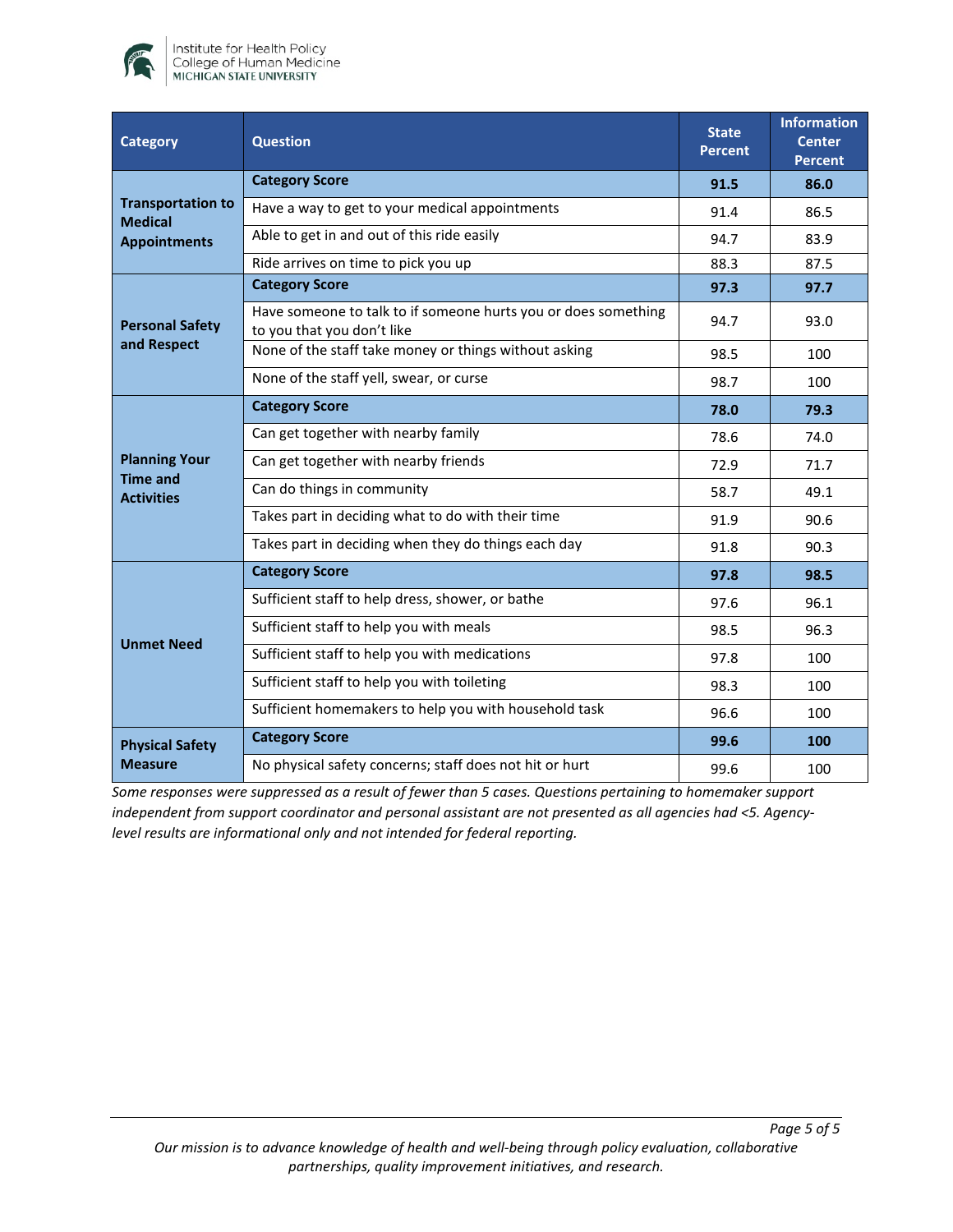| Category | Question | State Percent | Information Center Percent |
|---|---|---|---|
| Transportation to Medical Appointments | **Category Score** | **91.5** | **86.0** |
| | Have a way to get to your medical appointments | 91.4 | 86.5 |
| | Able to get in and out of this ride easily | 94.7 | 83.9 |
| | Ride arrives on time to pick you up | 88.3 | 87.5 |
| Personal Safety and Respect | **Category Score** | **97.3** | **97.7** |
| | Have someone to talk to if someone hurts you or does something to you that you don't like | 94.7 | 93.0 |
| | None of the staff take money or things without asking | 98.5 | 100 |
| | None of the staff yell, swear, or curse | 98.7 | 100 |
| Planning Your Time and Activities | **Category Score** | **78.0** | **79.3** |
| | Can get together with nearby family | 78.6 | 74.0 |
| | Can get together with nearby friends | 72.9 | 71.7 |
| | Can do things in community | 58.7 | 49.1 |
| | Takes part in deciding what to do with their time | 91.9 | 90.6 |
| | Takes part in deciding when they do things each day | 91.8 | 90.3 |
| Unmet Need | **Category Score** | **97.8** | **98.5** |
| | Sufficient staff to help dress, shower, or bathe | 97.6 | 96.1 |
| | Sufficient staff to help you with meals | 98.5 | 96.3 |
| | Sufficient staff to help you with medications | 97.8 | 100 |
| | Sufficient staff to help you with toileting | 98.3 | 100 |
| | Sufficient homemakers to help you with household task | 96.6 | 100 |
| Physical Safety Measure | **Category Score** | **99.6** | **100** |
| | No physical safety concerns; staff does not hit or hurt | 99.6 | 100 |

*Some responses were suppressed as a result of fewer than 5 cases. Questions pertaining to homemaker support independent from support coordinator and personal assistant are not presented as all agencies had <5. Agency-level results are informational only and not intended for federal reporting.*